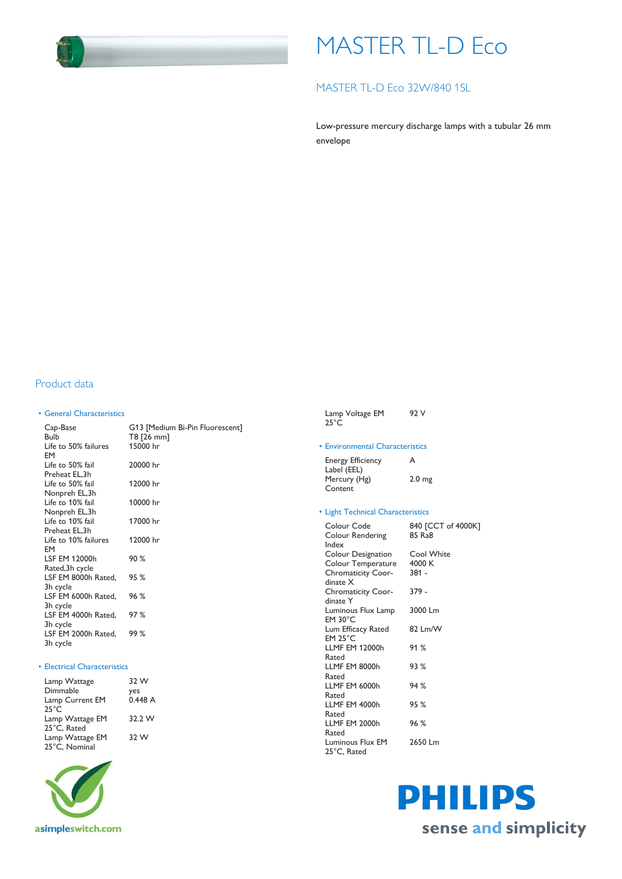# MASTER TL-D Eco

## MASTER TL-D Eco 32W/840 1SL

Low-pressure mercury discharge lamps with a tubular 26 mm envelope

## Product data

### • General Characteristics

| | |
|---|---|
| Cap-Base | G13 [Medium Bi-Pin Fluorescent] |
| Bulb | T8 [26 mm] |
| Life to 50% failures EM | 15000 hr |
| Life to 50% fail Preheat EL,3h | 20000 hr |
| Life to 50% fail Nonpreh EL,3h | 12000 hr |
| Life to 10% fail Nonpreh EL,3h | 10000 hr |
| Life to 10% fail Preheat EL,3h | 17000 hr |
| Life to 10% failures EM | 12000 hr |
| LSF EM 12000h Rated,3h cycle | 90 % |
| LSF EM 8000h Rated, 3h cycle | 95 % |
| LSF EM 6000h Rated, 3h cycle | 96 % |
| LSF EM 4000h Rated, 3h cycle | 97 % |
| LSF EM 2000h Rated, 3h cycle | 99 % |

### • Electrical Characteristics

| | |
|---|---|
| Lamp Wattage | 32 W |
| Dimmable | yes |
| Lamp Current EM 25°C | 0.448 A |
| Lamp Wattage EM 25°C, Rated | 32.2 W |
| Lamp Wattage EM 25°C, Nominal | 32 W |
| Lamp Voltage EM 25°C | 92 V |

### • Environmental Characteristics

| | |
|---|---|
| Energy Efficiency Label (EEL) | A |
| Mercury (Hg) Content | 2.0 mg |

### • Light Technical Characteristics

| | |
|---|---|
| Colour Code | 840 [CCT of 4000K] |
| Colour Rendering Index | 85 Ra8 |
| Colour Designation | Cool White |
| Colour Temperature | 4000 K |
| Chromaticity Coordinate X | 381 - |
| Chromaticity Coordinate Y | 379 - |
| Luminous Flux Lamp EM 30°C | 3000 Lm |
| Lum Efficacy Rated EM 25°C | 82 Lm/W |
| LLMF EM 12000h Rated | 91 % |
| LLMF EM 8000h Rated | 93 % |
| LLMF EM 6000h Rated | 94 % |
| LLMF EM 4000h Rated | 95 % |
| LLMF EM 2000h Rated | 96 % |
| Luminous Flux EM 25°C, Rated | 2650 Lm |

asimpleswitch.com

PHILIPS

sense and simplicity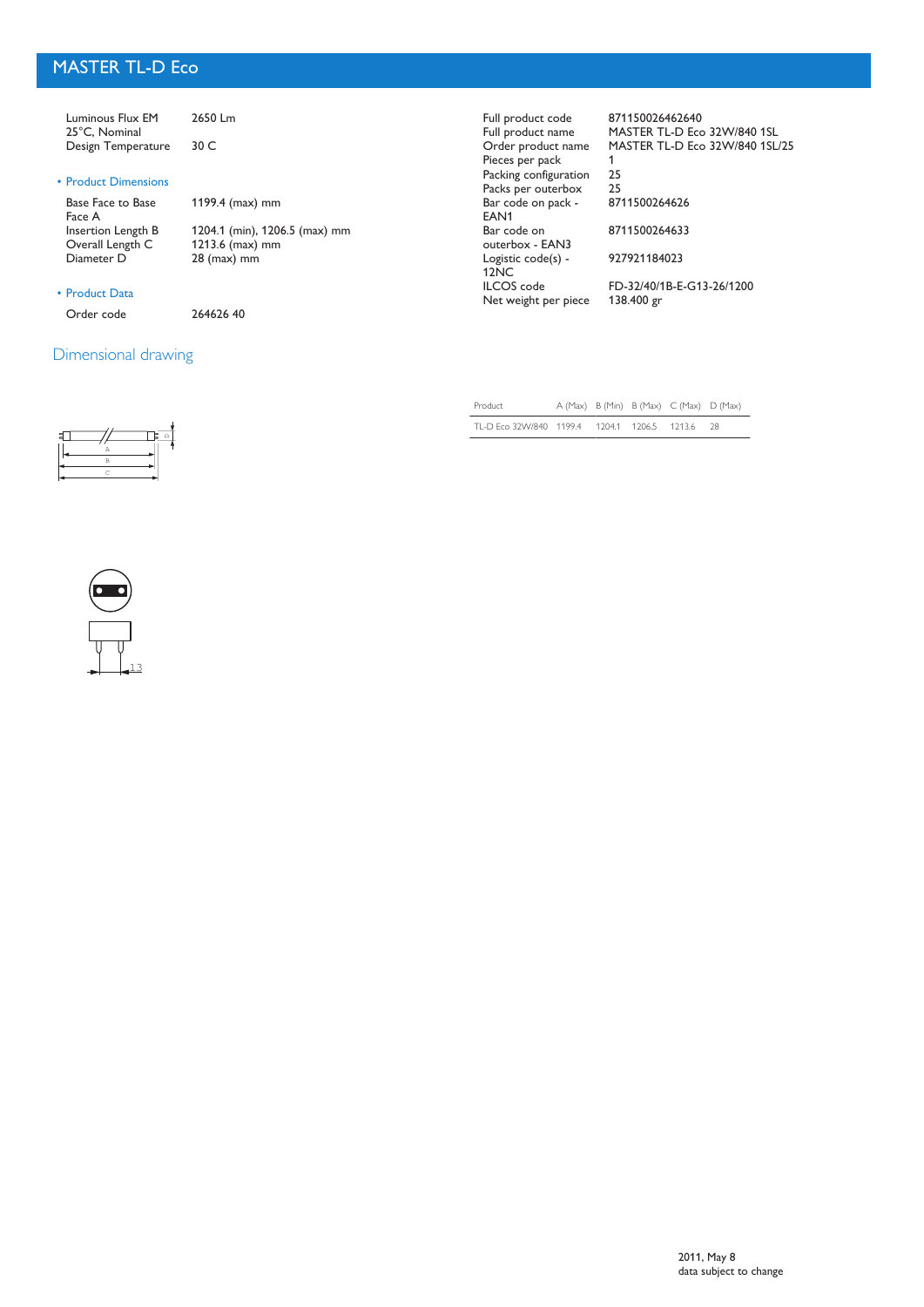# MASTER TL-D Eco

| | |
|---|---|
| Luminous Flux EM 25°C, Nominal | 2650 Lm |
| Design Temperature | 30 C |

- Product Dimensions

| | |
|---|---|
| Base Face to Base Face A | 1199.4 (max) mm |
| Insertion Length B | 1204.1 (min), 1206.5 (max) mm |
| Overall Length C | 1213.6 (max) mm |
| Diameter D | 28 (max) mm |

- Product Data

| | |
|---|---|
| Order code | 264626 40 |
| Full product code | 871150026462640 |
| Full product name | MASTER TL-D Eco 32W/840 1SL |
| Order product name | MASTER TL-D Eco 32W/840 1SL/25 |
| Pieces per pack | 1 |
| Packing configuration | 25 |
| Packs per outerbox | 25 |
| Bar code on pack - EAN1 | 8711500264626 |
| Bar code on outerbox - EAN3 | 8711500264633 |
| Logistic code(s) - 12NC | 927921184023 |
| ILCOS code | FD-32/40/1B-E-G13-26/1200 |
| Net weight per piece | 138.400 gr |

## Dimensional drawing

| Product | A (Max) | B (Min) | B (Max) | C (Max) | D (Max) |
|---|---|---|---|---|---|
| TL-D Eco 32W/840 | 1199.4 | 1204.1 | 1206.5 | 1213.6 | 28 |

2011, May 8
data subject to change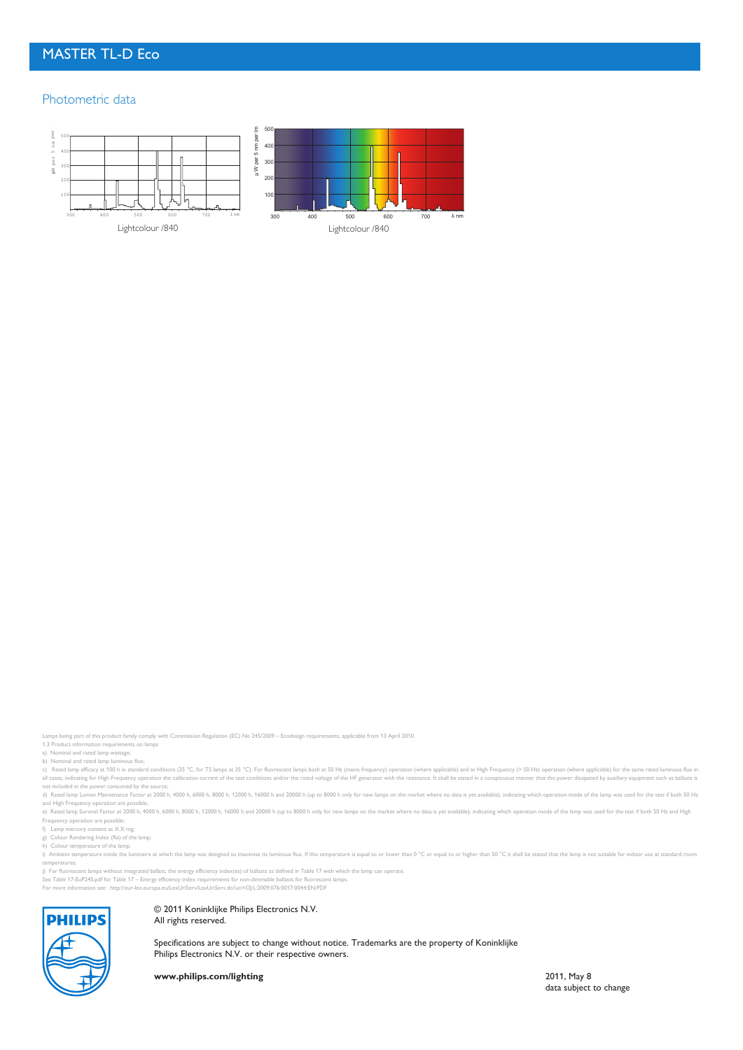# MASTER TL-D Eco

## Photometric data

µW per 5 nm per
500
400
300
200
100
300 400 500 600 700 λ nm

Lightcolour /840

µW per 5 nm per lm
500
400
300
200
100
300 400 500 600 700 λ nm

Lightcolour /840

Lamps being part of this product family comply with Commission Regulation (EC) No 245/2009 – Ecodesign requirements, applicable from 13 April 2010.
1.3 Product information requirements on lamps

a) Nominal and rated lamp wattage;
b) Nominal and rated lamp luminous flux;
c) Rated lamp efficacy at 100 h in standard conditions (25 °C, for T5 lamps at 35 °C). For fluorescent lamps both at 50 Hz (mains frequency) operation (where applicable) and at High Frequency (> 50 Hz) operation (where applicable) for the same rated luminous flux in all cases, indicating for High Frequency operation the calibration current of the test conditions and/or the rated voltage of the HF generator with the resistance. It shall be stated in a conspicuous manner that the power dissipated by auxiliary equipment such as ballasts is not included in the power consumed by the source;
d) Rated lamp Lumen Maintenance Factor at 2000 h, 4000 h, 6000 h, 8000 h, 12000 h, 16000 h and 20000 h (up to 8000 h only for new lamps on the market where no data is yet available), indicating which operation mode of the lamp was used for the test if both 50 Hz and High Frequency operation are possible;
e) Rated lamp Survival Factor at 2000 h, 4000 h, 6000 h, 8000 h, 12000 h, 16000 h and 20000 h (up to 8000 h only for new lamps on the market where no data is yet available), indicating which operation mode of the lamp was used for the test if both 50 Hz and High Frequency operation are possible;
f) Lamp mercury content as X.X mg;
g) Colour Rendering Index (Ra) of the lamp;
h) Colour temperature of the lamp;
i) Ambient temperature inside the luminaire at which the lamp was designed to maximise its luminous flux. If this temperature is equal to or lower than 0 °C or equal to or higher than 50 °C it shall be stated that the lamp is not suitable for indoor use at standard room temperatures;
j) For fluorescent lamps without integrated ballast, the energy efficiency index(es) of ballasts as defined in Table 17 with which the lamp can operate.

See Table 17-EuP245.pdf for Table 17 – Energy efficiency index requirements for non-dimmable ballasts for fluorescent lamps.
For more information see: http://eur-lex.europa.eu/LexUriServ/LexUriServ.do?uri=OJ:L:2009:076:0017:0044:EN:PDF

PHILIPS

© 2011 Koninklijke Philips Electronics N.V.
All rights reserved.

Specifications are subject to change without notice. Trademarks are the property of Koninklijke Philips Electronics N.V. or their respective owners.

**www.philips.com/lighting**

2011, May 8
data subject to change